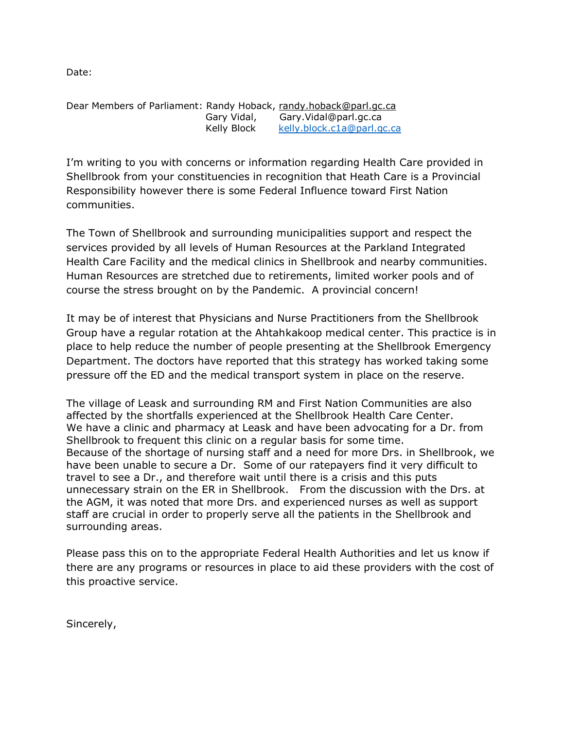Date:

Dear Members of Parliament: Randy Hoback, randy.hoback@parl.gc.ca
Gary Vidal, Gary.Vidal@parl.gc.ca
Kelly Block kelly.block.c1a@parl.gc.ca

I'm writing to you with concerns or information regarding Health Care provided in Shellbrook from your constituencies in recognition that Heath Care is a Provincial Responsibility however there is some Federal Influence toward First Nation communities.

The Town of Shellbrook and surrounding municipalities support and respect the services provided by all levels of Human Resources at the Parkland Integrated Health Care Facility and the medical clinics in Shellbrook and nearby communities. Human Resources are stretched due to retirements, limited worker pools and of course the stress brought on by the Pandemic. A provincial concern!

It may be of interest that Physicians and Nurse Practitioners from the Shellbrook Group have a regular rotation at the Ahtahkakoop medical center. This practice is in place to help reduce the number of people presenting at the Shellbrook Emergency Department. The doctors have reported that this strategy has worked taking some pressure off the ED and the medical transport system in place on the reserve.

The village of Leask and surrounding RM and First Nation Communities are also affected by the shortfalls experienced at the Shellbrook Health Care Center. We have a clinic and pharmacy at Leask and have been advocating for a Dr. from Shellbrook to frequent this clinic on a regular basis for some time. Because of the shortage of nursing staff and a need for more Drs. in Shellbrook, we have been unable to secure a Dr. Some of our ratepayers find it very difficult to travel to see a Dr., and therefore wait until there is a crisis and this puts unnecessary strain on the ER in Shellbrook. From the discussion with the Drs. at the AGM, it was noted that more Drs. and experienced nurses as well as support staff are crucial in order to properly serve all the patients in the Shellbrook and surrounding areas.

Please pass this on to the appropriate Federal Health Authorities and let us know if there are any programs or resources in place to aid these providers with the cost of this proactive service.

Sincerely,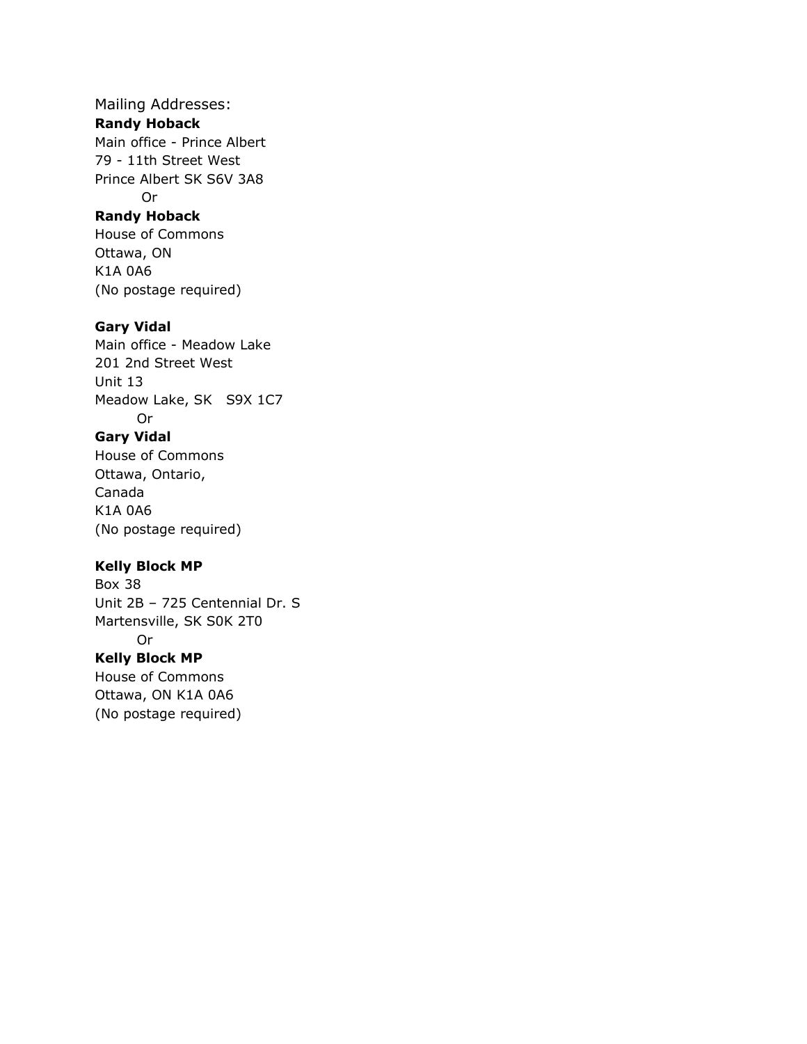Mailing Addresses:

**Randy Hoback**
Main office - Prince Albert
79 - 11th Street West
Prince Albert SK S6V 3A8
Or

**Randy Hoback**
House of Commons
Ottawa, ON
K1A 0A6
(No postage required)

**Gary Vidal**
Main office - Meadow Lake
201 2nd Street West
Unit 13
Meadow Lake, SK S9X 1C7
Or

**Gary Vidal**
House of Commons
Ottawa, Ontario,
Canada
K1A 0A6
(No postage required)

**Kelly Block MP**
Box 38
Unit 2B – 725 Centennial Dr. S
Martensville, SK S0K 2T0
Or

**Kelly Block MP**
House of Commons
Ottawa, ON K1A 0A6
(No postage required)